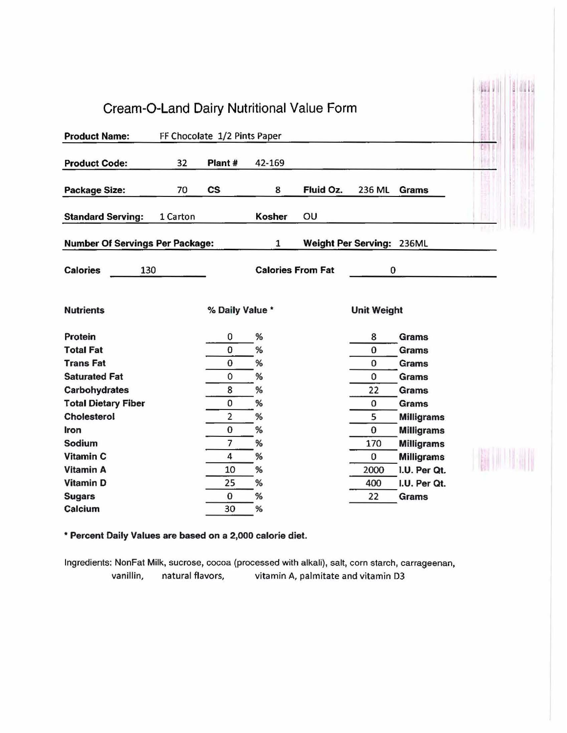# Cream-O-Land Dairy Nutritional Value Form

**Product Name:** FF Chocolate 1/2 Pints Paper

**Product Code:** 32 **Plant #** 42-169

**Package Size:** 70 **CS** 8 **Fluid Oz.** 236 ML **Grams**

**Standard Serving:** 1 Carton **Kosher** OU

**Number Of Servings Per Package:** 1 **Weight Per Serving:** 236ML

**Calories** 130 **Calories From Fat** 0

| Nutrients | % Daily Value * | Unit Weight |
|---|---|---|
| **Protein** | 0 % | 8 Grams |
| **Total Fat** | 0 % | 0 Grams |
| **Trans Fat** | 0 % | 0 Grams |
| **Saturated Fat** | 0 % | 0 Grams |
| **Carbohydrates** | 8 % | 22 Grams |
| **Total Dietary Fiber** | 0 % | 0 Grams |
| **Cholesterol** | 2 % | 5 Milligrams |
| **Iron** | 0 % | 0 Milligrams |
| **Sodium** | 7 % | 170 Milligrams |
| **Vitamin C** | 4 % | 0 Milligrams |
| **Vitamin A** | 10 % | 2000 I.U. Per Qt. |
| **Vitamin D** | 25 % | 400 I.U. Per Qt. |
| **Sugars** | 0 % | 22 Grams |
| **Calcium** | 30 % | |

**\* Percent Daily Values are based on a 2,000 calorie diet.**

Ingredients: NonFat Milk, sucrose, cocoa (processed with alkali), salt, corn starch, carrageenan, vanillin, natural flavors, vitamin A, palmitate and vitamin D3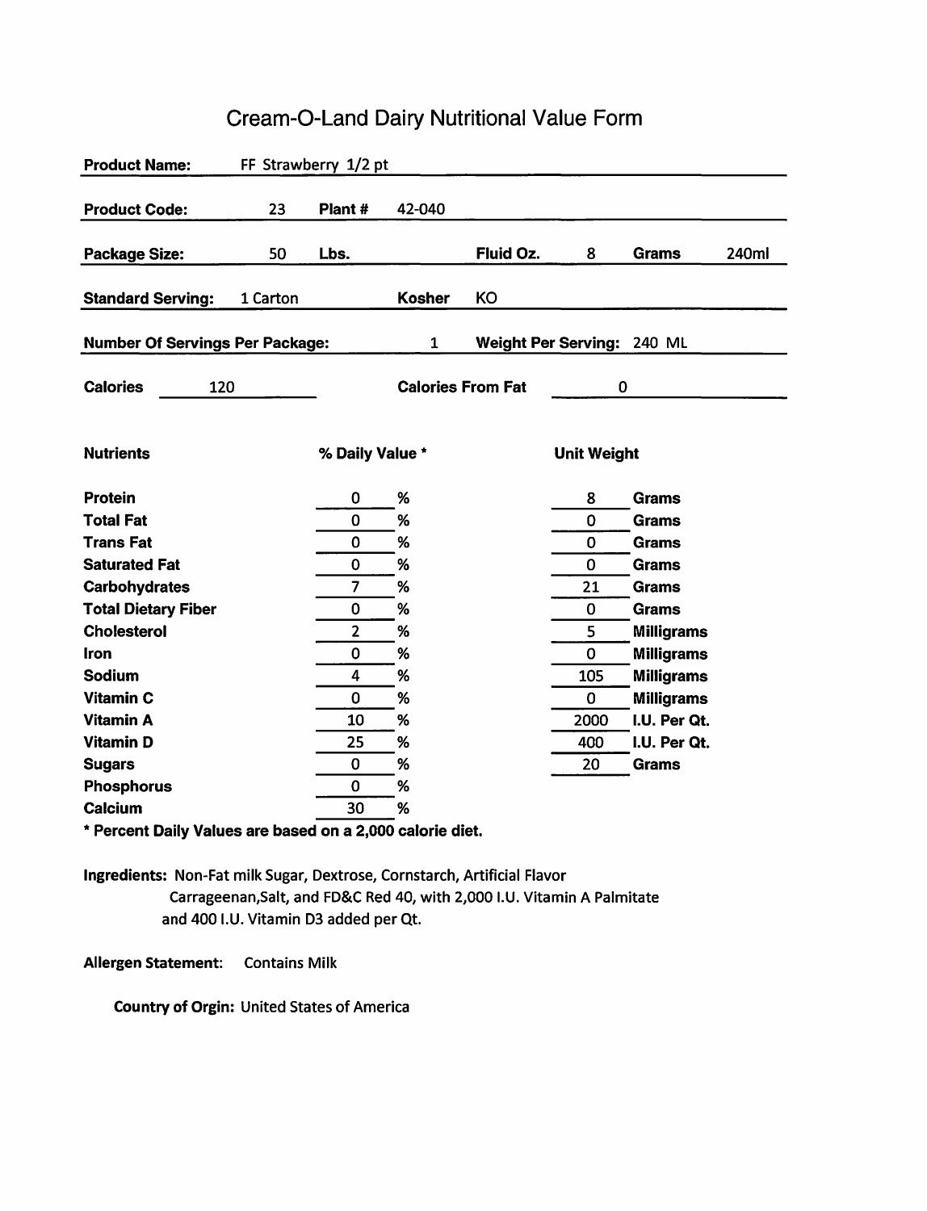# Cream-O-Land Dairy Nutritional Value Form

**Product Name:** FF Strawberry 1/2 pt

**Product Code:** 23 **Plant #** 42-040

**Package Size:** 50 **Lbs.** **Fluid Oz.** 8 **Grams** 240ml

**Standard Serving:** 1 Carton **Kosher** KO

**Number Of Servings Per Package:** 1 **Weight Per Serving:** 240 ML

**Calories** 120 **Calories From Fat** 0

| Nutrients | % Daily Value * | Unit Weight |
|---|---|---|
| **Protein** | 0 % | 8 **Grams** |
| **Total Fat** | 0 % | 0 **Grams** |
| **Trans Fat** | 0 % | 0 **Grams** |
| **Saturated Fat** | 0 % | 0 **Grams** |
| **Carbohydrates** | 7 % | 21 **Grams** |
| **Total Dietary Fiber** | 0 % | 0 **Grams** |
| **Cholesterol** | 2 % | 5 **Milligrams** |
| **Iron** | 0 % | 0 **Milligrams** |
| **Sodium** | 4 % | 105 **Milligrams** |
| **Vitamin C** | 0 % | 0 **Milligrams** |
| **Vitamin A** | 10 % | 2000 **I.U. Per Qt.** |
| **Vitamin D** | 25 % | 400 **I.U. Per Qt.** |
| **Sugars** | 0 % | 20 **Grams** |
| **Phosphorus** | 0 % | |
| **Calcium** | 30 % | |

**\* Percent Daily Values are based on a 2,000 calorie diet.**

**Ingredients:** Non-Fat milk Sugar, Dextrose, Cornstarch, Artificial Flavor Carrageenan,Salt, and FD&C Red 40, with 2,000 I.U. Vitamin A Palmitate and 400 I.U. Vitamin D3 added per Qt.

**Allergen Statement:** Contains Milk

**Country of Orgin:** United States of America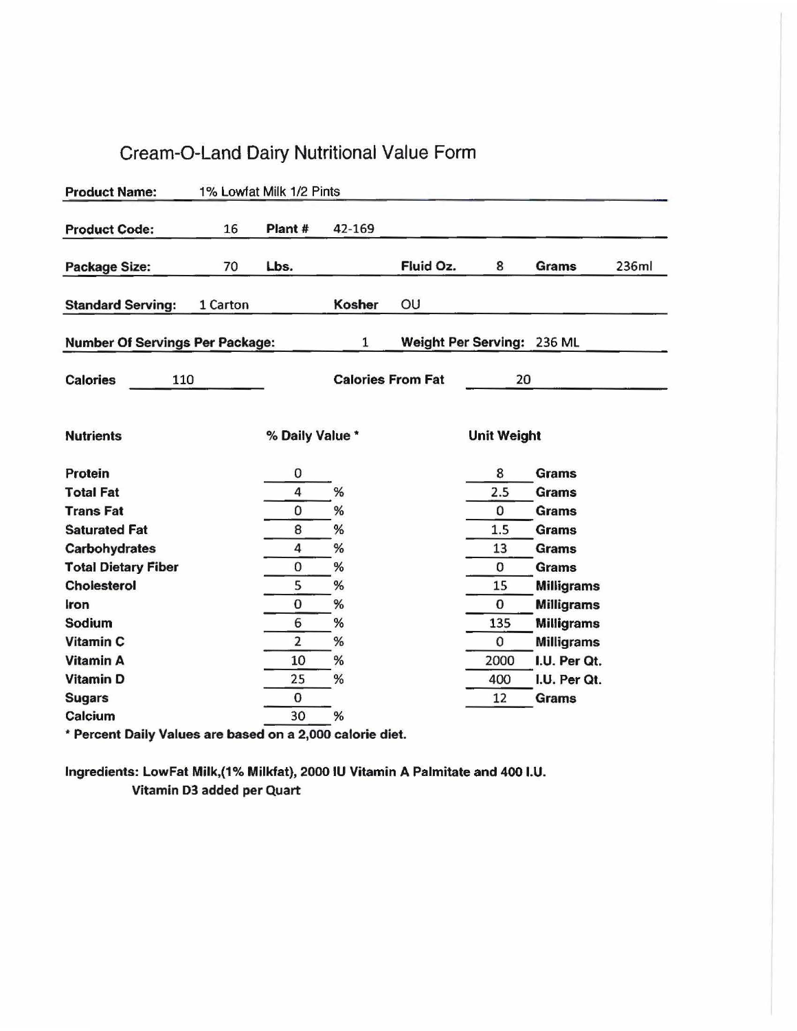# Cream-O-Land Dairy Nutritional Value Form

| | | | | | | | |
|---|---|---|---|---|---|---|---|
| **Product Name:** | 1% Lowfat Milk 1/2 Pints | | | | | | |
| **Product Code:** | 16 | **Plant #** | 42-169 | | | | |
| **Package Size:** | 70 | **Lbs.** | | **Fluid Oz.** | 8 | **Grams** | 236ml |
| **Standard Serving:** | 1 Carton | | **Kosher** | OU | | | |
| **Number Of Servings Per Package:** | | | 1 | **Weight Per Serving:** | 236 ML | | |
| **Calories** | 110 | | **Calories From Fat** | | 20 | | |

| **Nutrients** | **% Daily Value *** | **Unit Weight** | |
|---|---|---|---|
| **Protein** | 0 | 8 | **Grams** |
| **Total Fat** | 4 % | 2.5 | **Grams** |
| **Trans Fat** | 0 % | 0 | **Grams** |
| **Saturated Fat** | 8 % | 1.5 | **Grams** |
| **Carbohydrates** | 4 % | 13 | **Grams** |
| **Total Dietary Fiber** | 0 % | 0 | **Grams** |
| **Cholesterol** | 5 % | 15 | **Milligrams** |
| **Iron** | 0 % | 0 | **Milligrams** |
| **Sodium** | 6 % | 135 | **Milligrams** |
| **Vitamin C** | 2 % | 0 | **Milligrams** |
| **Vitamin A** | 10 % | 2000 | **I.U. Per Qt.** |
| **Vitamin D** | 25 % | 400 | **I.U. Per Qt.** |
| **Sugars** | 0 | 12 | **Grams** |
| **Calcium** | 30 % | | |

**\* Percent Daily Values are based on a 2,000 calorie diet.**

**Ingredients: LowFat Milk,(1% Milkfat), 2000 IU Vitamin A Palmitate and 400 I.U. Vitamin D3 added per Quart**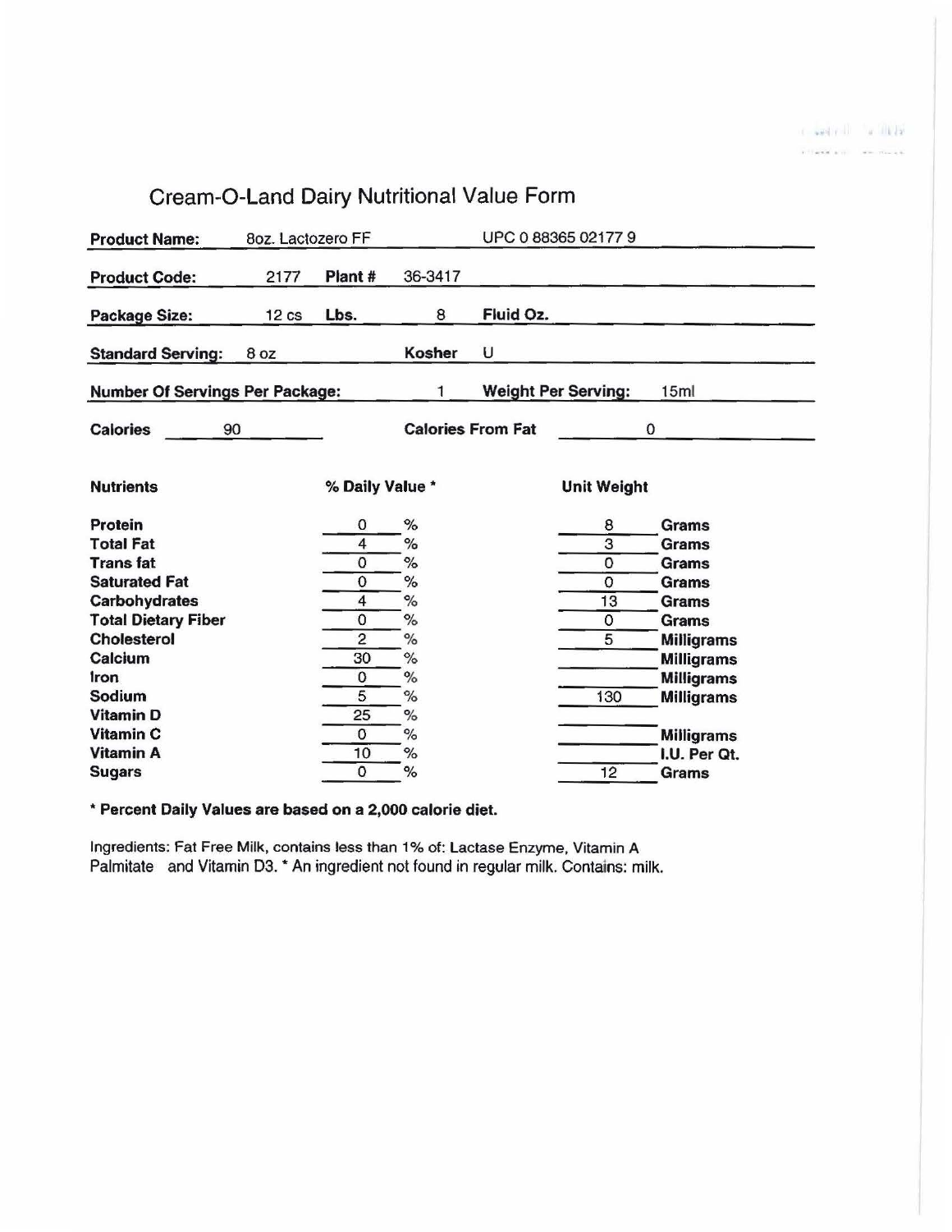# Cream-O-Land Dairy Nutritional Value Form

**Product Name:** 8oz. Lactozero FF  UPC 0 88365 02177 9

**Product Code:** 2177  **Plant #** 36-3417

**Package Size:** 12 cs  **Lbs.** 8  **Fluid Oz.**

**Standard Serving:** 8 oz  **Kosher** U

**Number Of Servings Per Package:** 1  **Weight Per Serving:** 15ml

**Calories** 90  **Calories From Fat** 0

| Nutrients | % Daily Value * | Unit Weight | |
|---|---|---|---|
| **Protein** | 0 % | 8 | **Grams** |
| **Total Fat** | 4 % | 3 | **Grams** |
| **Trans fat** | 0 % | 0 | **Grams** |
| **Saturated Fat** | 0 % | 0 | **Grams** |
| **Carbohydrates** | 4 % | 13 | **Grams** |
| **Total Dietary Fiber** | 0 % | 0 | **Grams** |
| **Cholesterol** | 2 % | 5 | **Milligrams** |
| **Calcium** | 30 % | | **Milligrams** |
| **Iron** | 0 % | | **Milligrams** |
| **Sodium** | 5 % | 130 | **Milligrams** |
| **Vitamin D** | 25 % | | |
| **Vitamin C** | 0 % | | **Milligrams** |
| **Vitamin A** | 10 % | | **I.U. Per Qt.** |
| **Sugars** | 0 % | 12 | **Grams** |

**\* Percent Daily Values are based on a 2,000 calorie diet.**

Ingredients: Fat Free Milk, contains less than 1% of: Lactase Enzyme, Vitamin A Palmitate and Vitamin D3. * An ingredient not found in regular milk. Contains: milk.